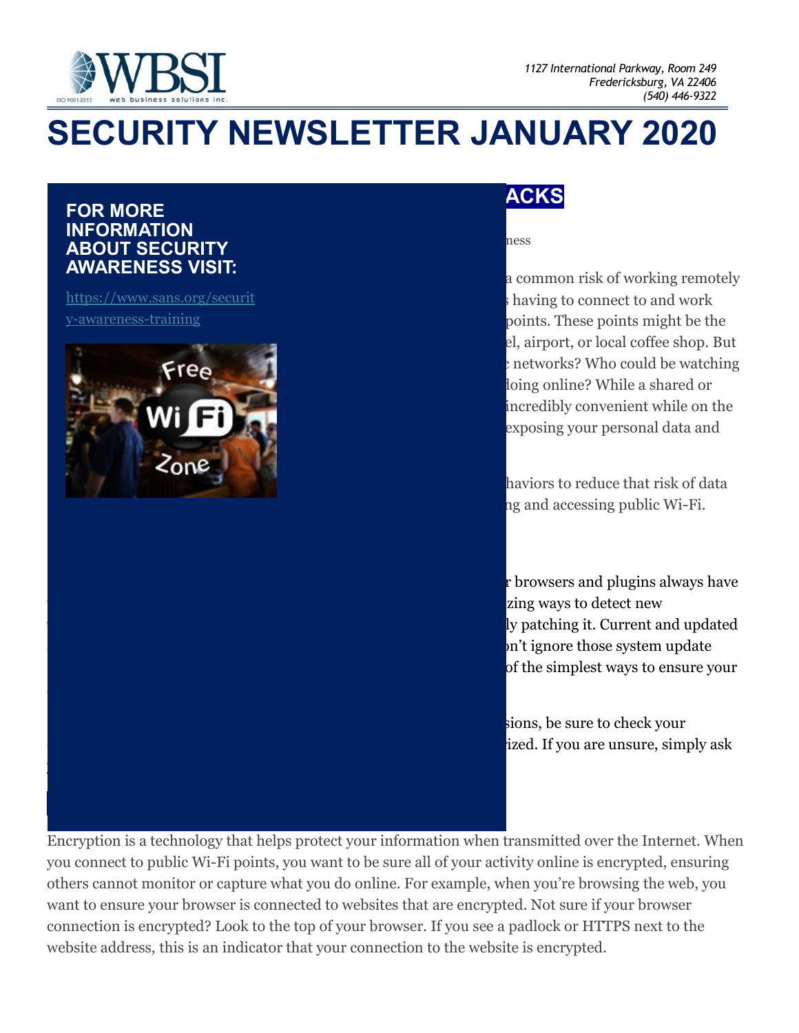# SECURITY NEWSLETTER JANUARY 2020

**FOR MORE INFORMATION ABOUT SECURITY AWARENESS VISIT:**

https://www.sans.org/security-awareness-training

## ACKS

ness

a common risk of working remotely
 having to connect to and work
points. These points might be the
el, airport, or local coffee shop. But
 networks? Who could be watching
loing online? While a shared or
incredibly convenient while on the
exposing your personal data and

haviors to reduce that risk of data
ng and accessing public Wi-Fi.

r browsers and plugins always have
zing ways to detect new
ly patching it. Current and updated
n't ignore those system update
of the simplest ways to ensure your

sions, be sure to check your
ized. If you are unsure, simply ask

Encryption is a technology that helps protect your information when transmitted over the Internet. When you connect to public Wi-Fi points, you want to be sure all of your activity online is encrypted, ensuring others cannot monitor or capture what you do online. For example, when you're browsing the web, you want to ensure your browser is connected to websites that are encrypted. Not sure if your browser connection is encrypted? Look to the top of your browser. If you see a padlock or HTTPS next to the website address, this is an indicator that your connection to the website is encrypted.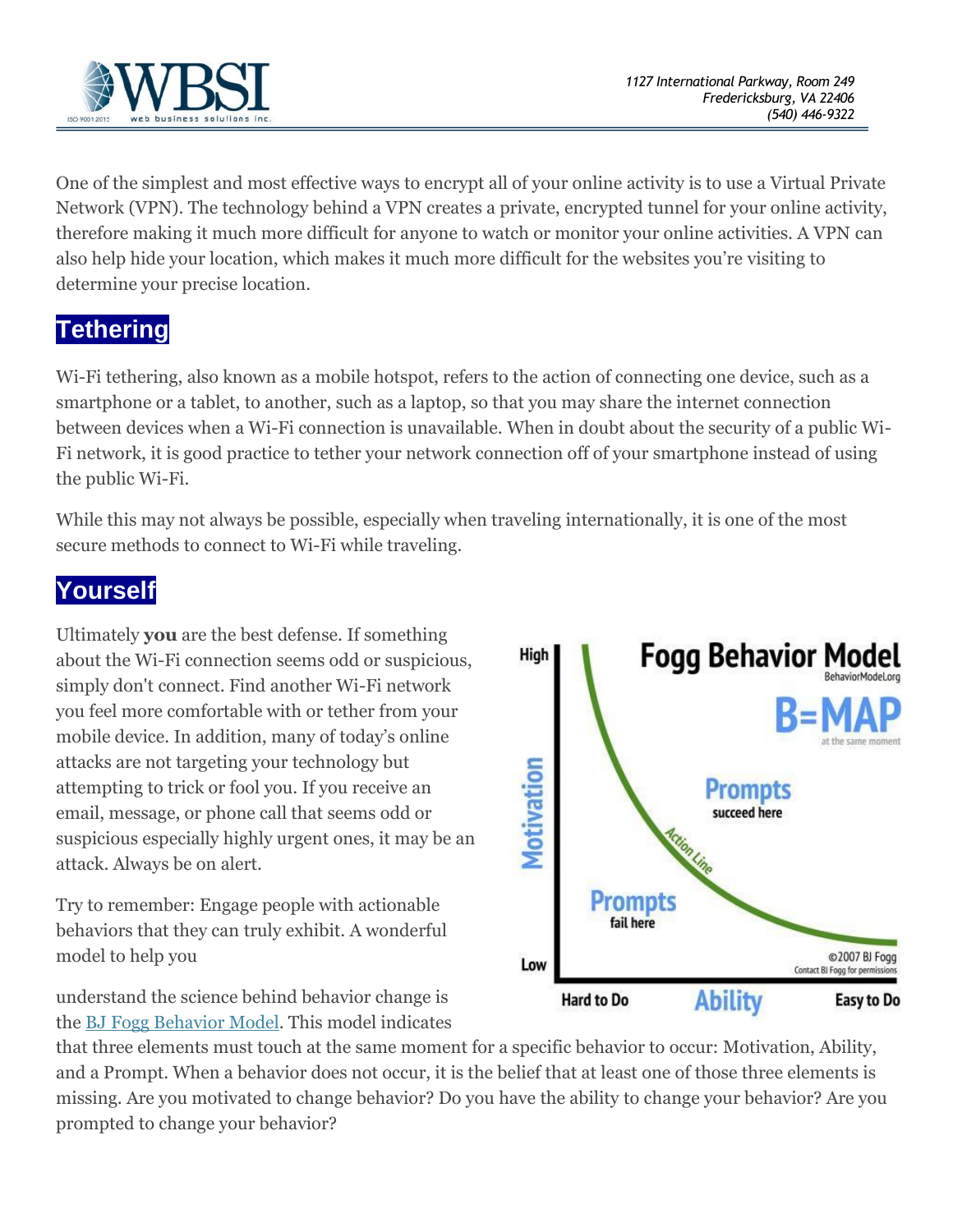One of the simplest and most effective ways to encrypt all of your online activity is to use a Virtual Private Network (VPN). The technology behind a VPN creates a private, encrypted tunnel for your online activity, therefore making it much more difficult for anyone to watch or monitor your online activities. A VPN can also help hide your location, which makes it much more difficult for the websites you're visiting to determine your precise location.

## Tethering

Wi-Fi tethering, also known as a mobile hotspot, refers to the action of connecting one device, such as a smartphone or a tablet, to another, such as a laptop, so that you may share the internet connection between devices when a Wi-Fi connection is unavailable. When in doubt about the security of a public Wi-Fi network, it is good practice to tether your network connection off of your smartphone instead of using the public Wi-Fi.

While this may not always be possible, especially when traveling internationally, it is one of the most secure methods to connect to Wi-Fi while traveling.

## Yourself

Ultimately **you** are the best defense. If something about the Wi-Fi connection seems odd or suspicious, simply don't connect. Find another Wi-Fi network you feel more comfortable with or tether from your mobile device. In addition, many of today's online attacks are not targeting your technology but attempting to trick or fool you. If you receive an email, message, or phone call that seems odd or suspicious especially highly urgent ones, it may be an attack. Always be on alert.

Try to remember: Engage people with actionable behaviors that they can truly exhibit. A wonderful model to help you understand the science behind behavior change is the [BJ Fogg Behavior Model](). This model indicates that three elements must touch at the same moment for a specific behavior to occur: Motivation, Ability, and a Prompt. When a behavior does not occur, it is the belief that at least one of those three elements is missing. Are you motivated to change behavior? Do you have the ability to change your behavior? Are you prompted to change your behavior?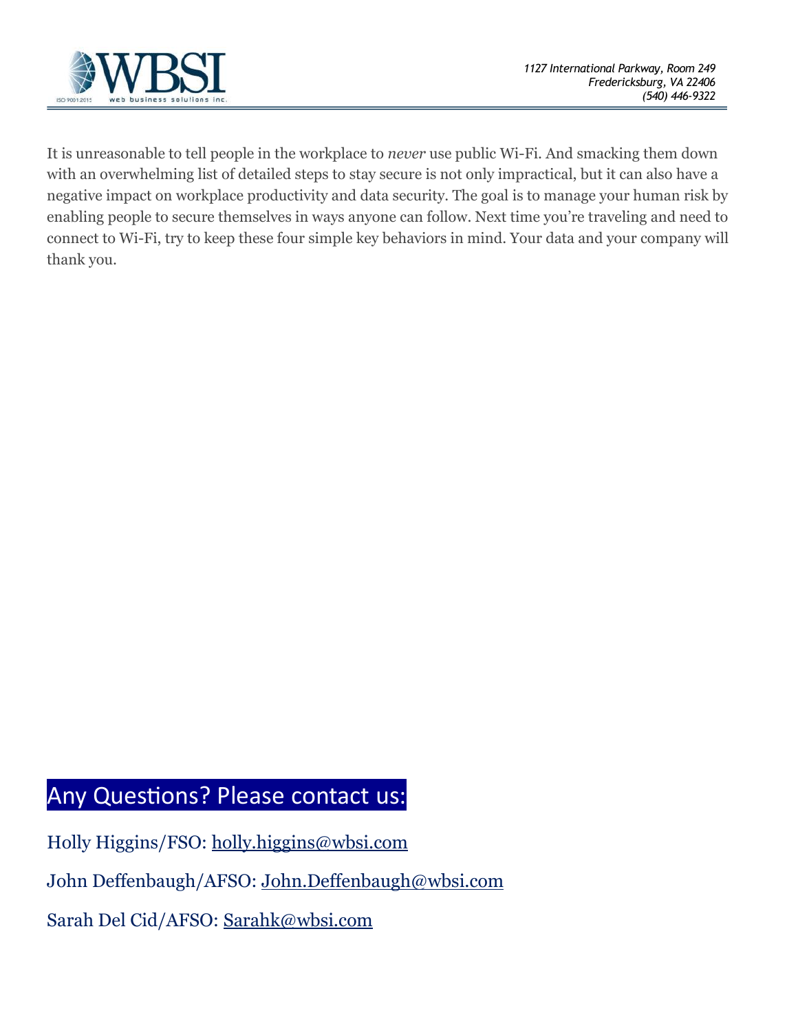It is unreasonable to tell people in the workplace to *never* use public Wi-Fi. And smacking them down with an overwhelming list of detailed steps to stay secure is not only impractical, but it can also have a negative impact on workplace productivity and data security. The goal is to manage your human risk by enabling people to secure themselves in ways anyone can follow. Next time you're traveling and need to connect to Wi-Fi, try to keep these four simple key behaviors in mind. Your data and your company will thank you.

## Any Questions? Please contact us:

Holly Higgins/FSO: holly.higgins@wbsi.com

John Deffenbaugh/AFSO: John.Deffenbaugh@wbsi.com

Sarah Del Cid/AFSO: Sarahk@wbsi.com